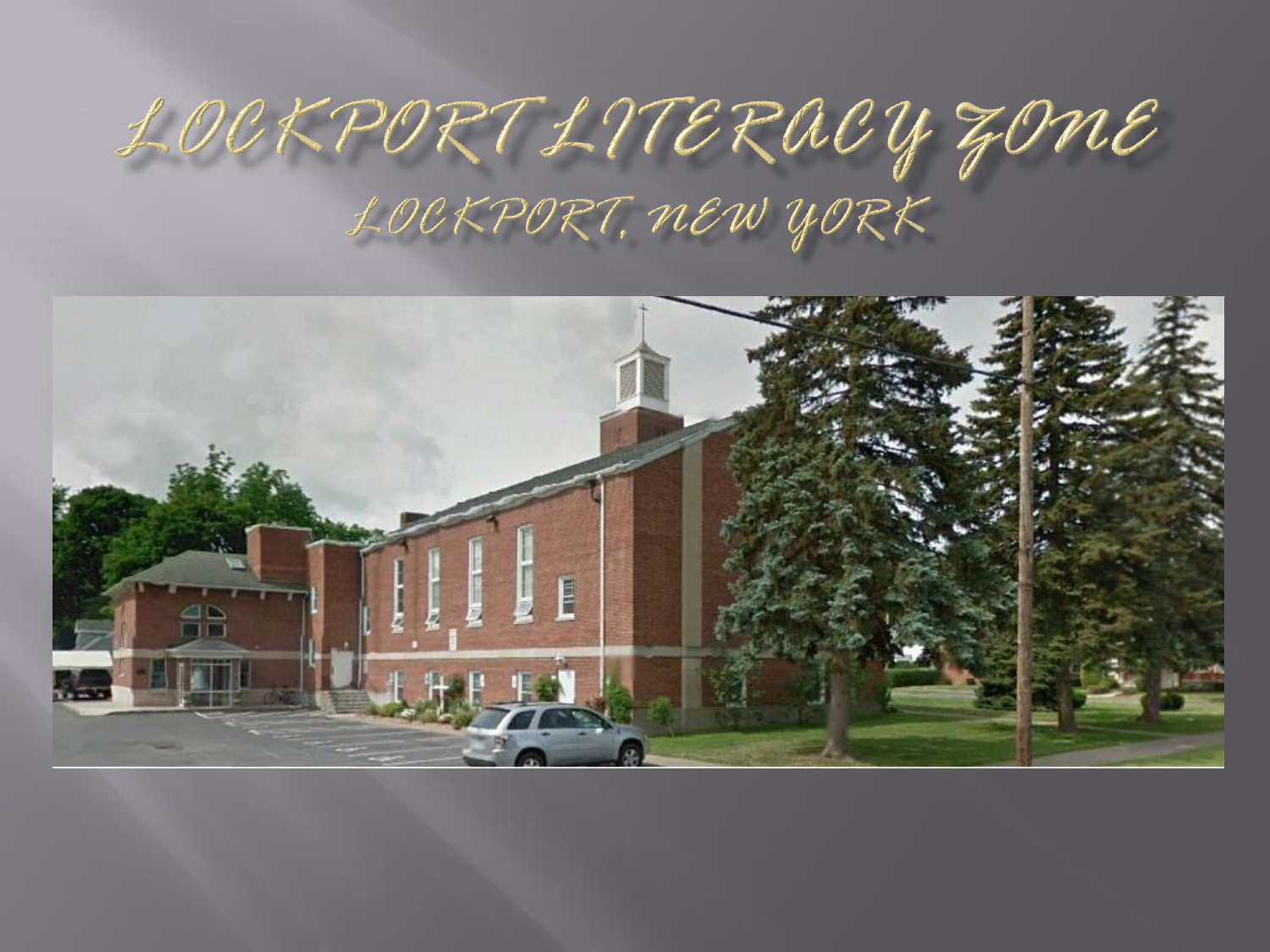# LOCKPORT LITERACY ZONE

## LOCKPORT, NEW YORK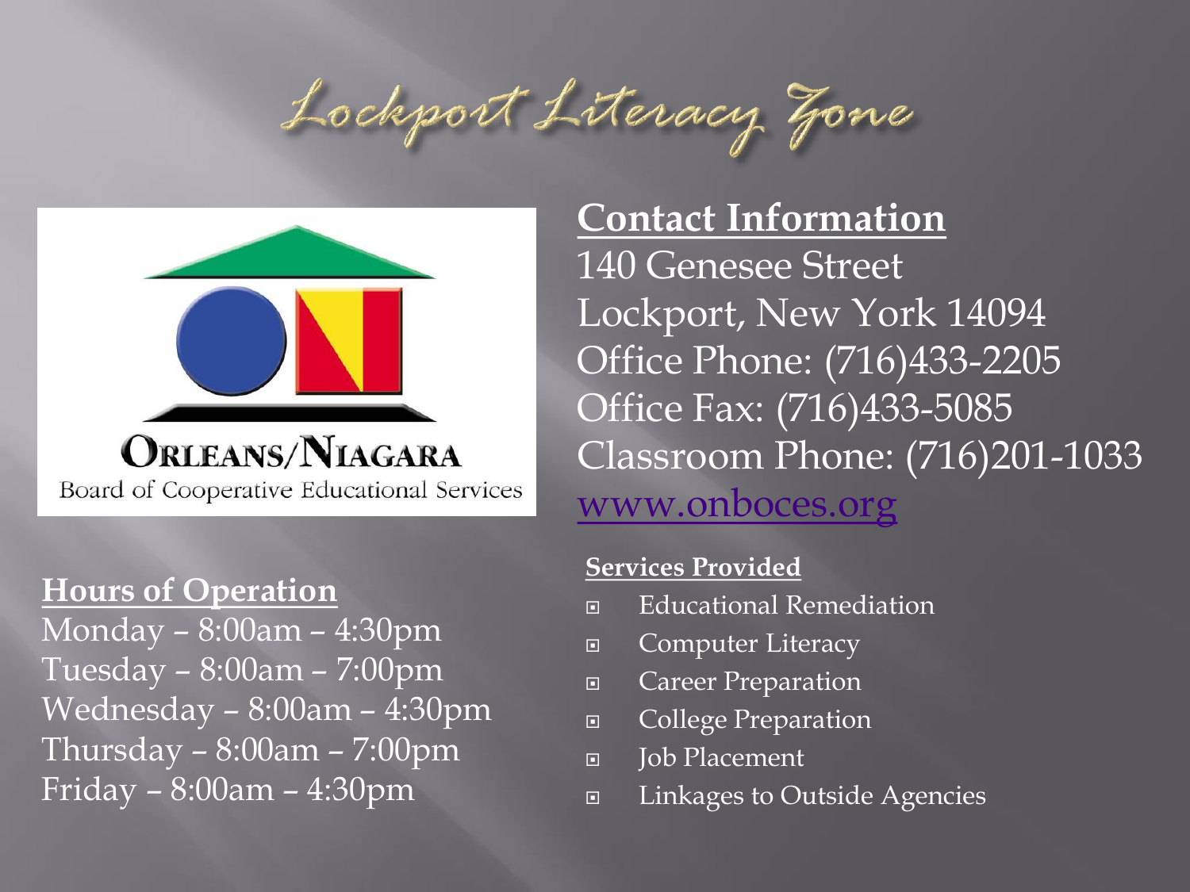# Lockport Literacy Zone

ORLEANS/NIAGARA
Board of Cooperative Educational Services

## Contact Information

140 Genesee Street
Lockport, New York 14094
Office Phone: (716)433-2205
Office Fax: (716)433-5085
Classroom Phone: (716)201-1033
www.onboces.org

## Hours of Operation

Monday – 8:00am – 4:30pm
Tuesday – 8:00am – 7:00pm
Wednesday – 8:00am – 4:30pm
Thursday – 8:00am – 7:00pm
Friday – 8:00am – 4:30pm

### Services Provided

- Educational Remediation
- Computer Literacy
- Career Preparation
- College Preparation
- Job Placement
- Linkages to Outside Agencies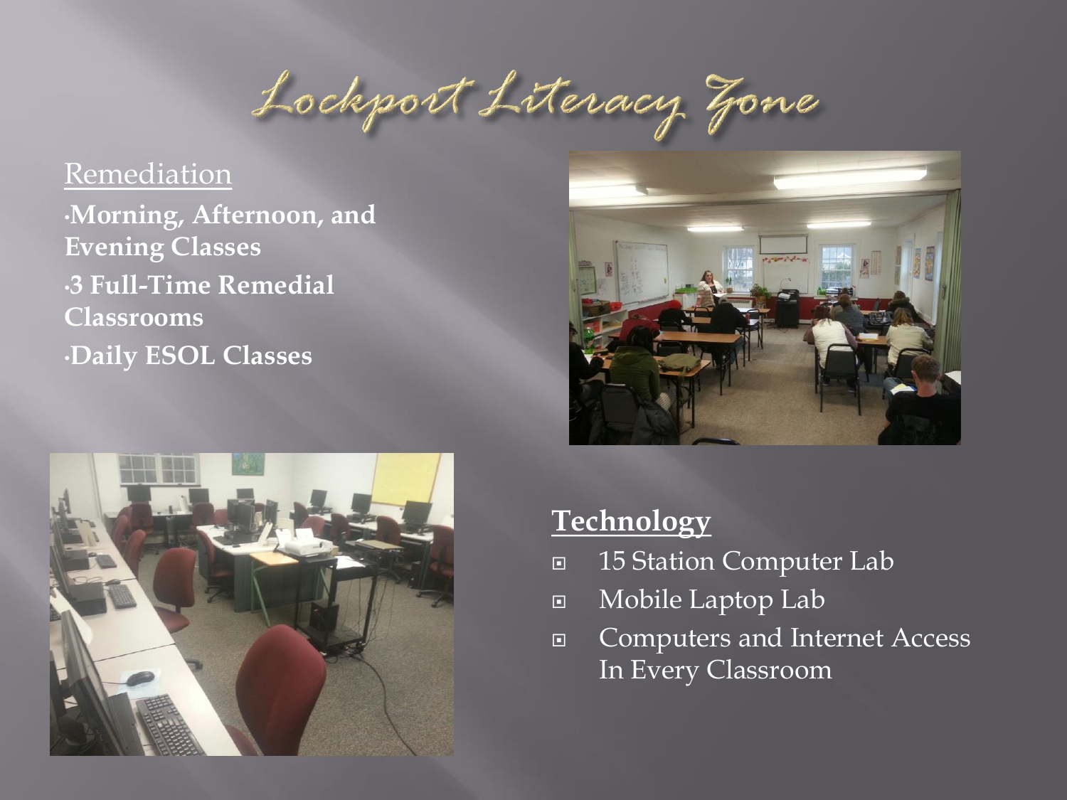# Lockport Literacy Zone

Remediation

- **Morning, Afternoon, and Evening Classes**
- **3 Full-Time Remedial Classrooms**
- **Daily ESOL Classes**

**Technology**

- 15 Station Computer Lab
- Mobile Laptop Lab
- Computers and Internet Access In Every Classroom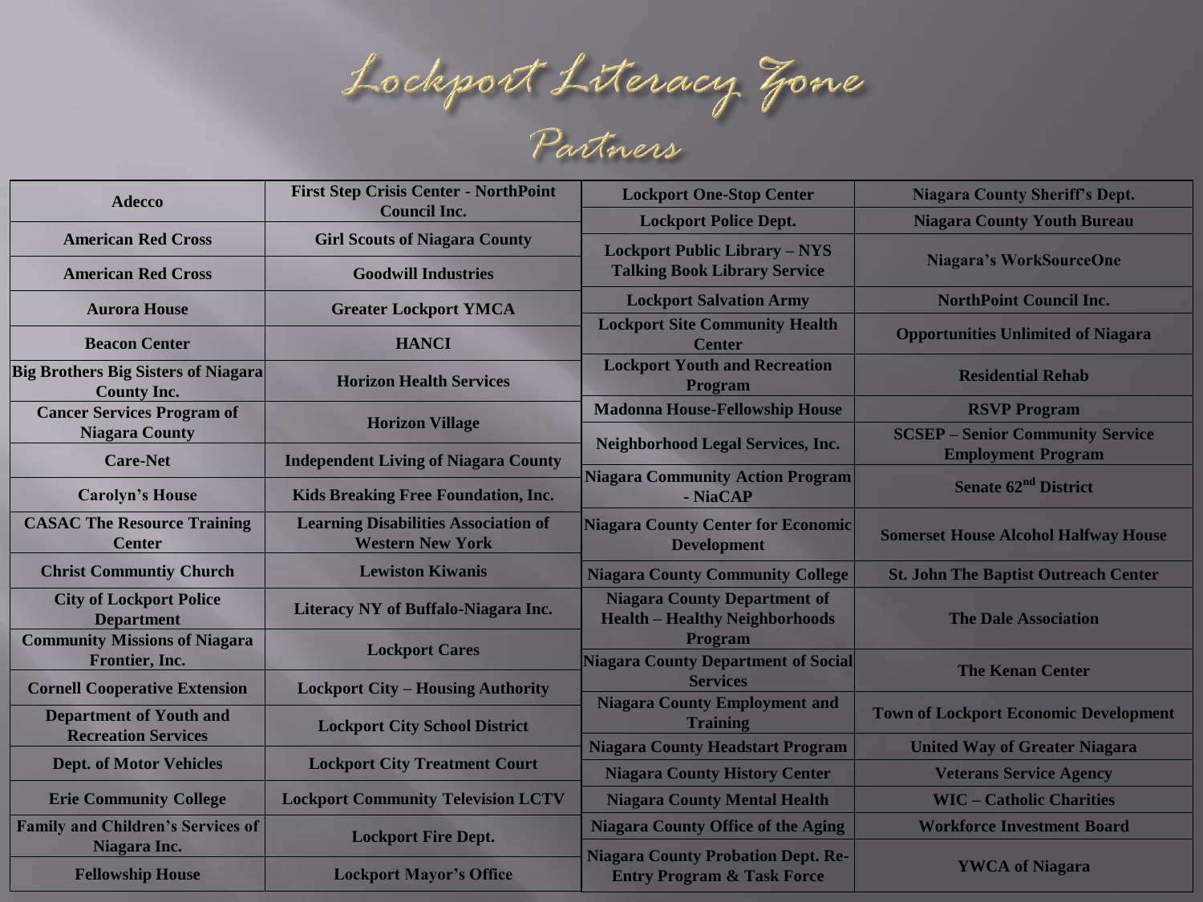# Lockport Literacy Zone

## Partners

| | | | |
|---|---|---|---|
| Adecco | First Step Crisis Center - NorthPoint Council Inc. | Lockport One-Stop Center | Niagara County Sheriff's Dept. |
| American Red Cross | Girl Scouts of Niagara County | Lockport Police Dept. | Niagara County Youth Bureau |
| American Red Cross | Goodwill Industries | Lockport Public Library – NYS Talking Book Library Service | Niagara's WorkSourceOne |
| Aurora House | Greater Lockport YMCA | Lockport Salvation Army | NorthPoint Council Inc. |
| Beacon Center | HANCI | Lockport Site Community Health Center | Opportunities Unlimited of Niagara |
| Big Brothers Big Sisters of Niagara County Inc. | Horizon Health Services | Lockport Youth and Recreation Program | Residential Rehab |
| Cancer Services Program of Niagara County | Horizon Village | Madonna House-Fellowship House | RSVP Program |
| Care-Net | Independent Living of Niagara County | Neighborhood Legal Services, Inc. | SCSEP – Senior Community Service Employment Program |
| Carolyn's House | Kids Breaking Free Foundation, Inc. | Niagara Community Action Program - NiaCAP | Senate 62nd District |
| CASAC The Resource Training Center | Learning Disabilities Association of Western New York | Niagara County Center for Economic Development | Somerset House Alcohol Halfway House |
| Christ Communtiy Church | Lewiston Kiwanis | Niagara County Community College | St. John The Baptist Outreach Center |
| City of Lockport Police Department | Literacy NY of Buffalo-Niagara Inc. | Niagara County Department of Health – Healthy Neighborhoods Program | The Dale Association |
| Community Missions of Niagara Frontier, Inc. | Lockport Cares | Niagara County Department of Social Services | The Kenan Center |
| Cornell Cooperative Extension | Lockport City – Housing Authority | Niagara County Employment and Training | Town of Lockport Economic Development |
| Department of Youth and Recreation Services | Lockport City School District | Niagara County Headstart Program | United Way of Greater Niagara |
| Dept. of Motor Vehicles | Lockport City Treatment Court | Niagara County History Center | Veterans Service Agency |
| Erie Community College | Lockport Community Television LCTV | Niagara County Mental Health | WIC – Catholic Charities |
| Family and Children's Services of Niagara Inc. | Lockport Fire Dept. | Niagara County Office of the Aging | Workforce Investment Board |
| Fellowship House | Lockport Mayor's Office | Niagara County Probation Dept. Re-Entry Program & Task Force | YWCA of Niagara |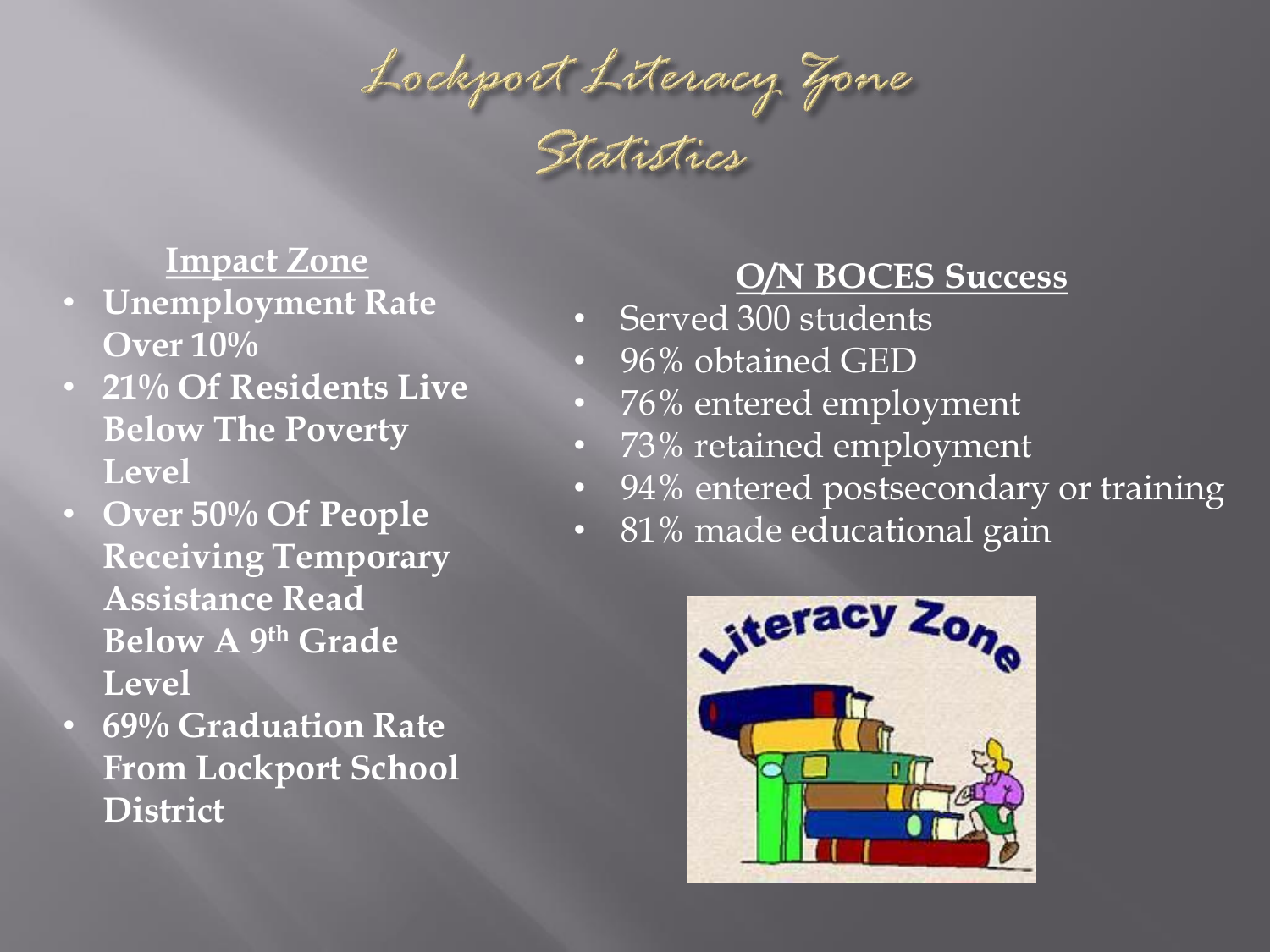# Lockport Literacy Zone Statistics

## Impact Zone

- **Unemployment Rate Over 10%**
- **21% Of Residents Live Below The Poverty Level**
- **Over 50% Of People Receiving Temporary Assistance Read Below A 9th Grade Level**
- **69% Graduation Rate From Lockport School District**

## O/N BOCES Success

- Served 300 students
- 96% obtained GED
- 76% entered employment
- 73% retained employment
- 94% entered postsecondary or training
- 81% made educational gain